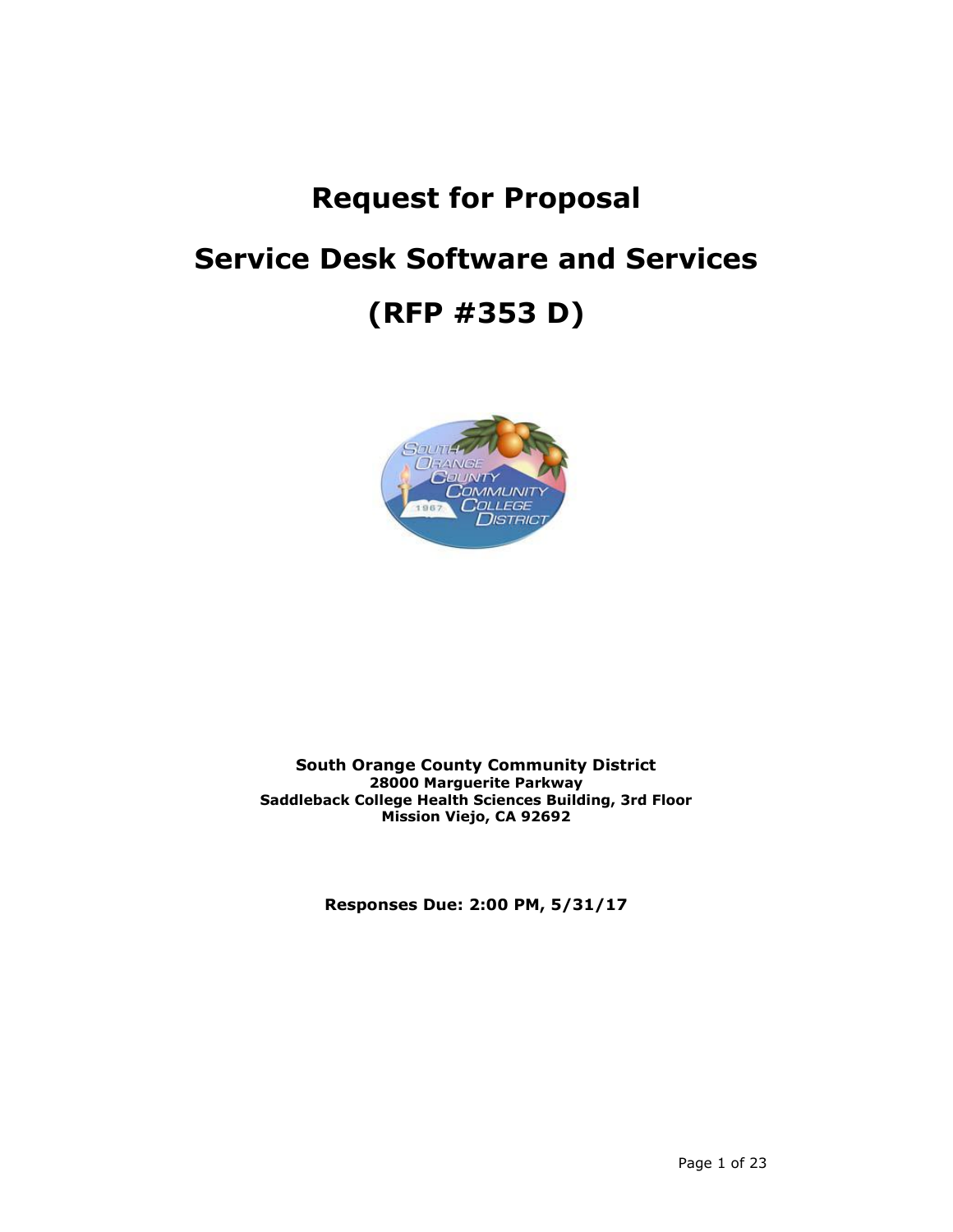# Request for Proposal

# Service Desk Software and Services

# (RFP #353 D)

**South Orange County Community District**
**28000 Marguerite Parkway**
**Saddleback College Health Sciences Building, 3rd Floor**
**Mission Viejo, CA 92692**

**Responses Due: 2:00 PM, 5/31/17**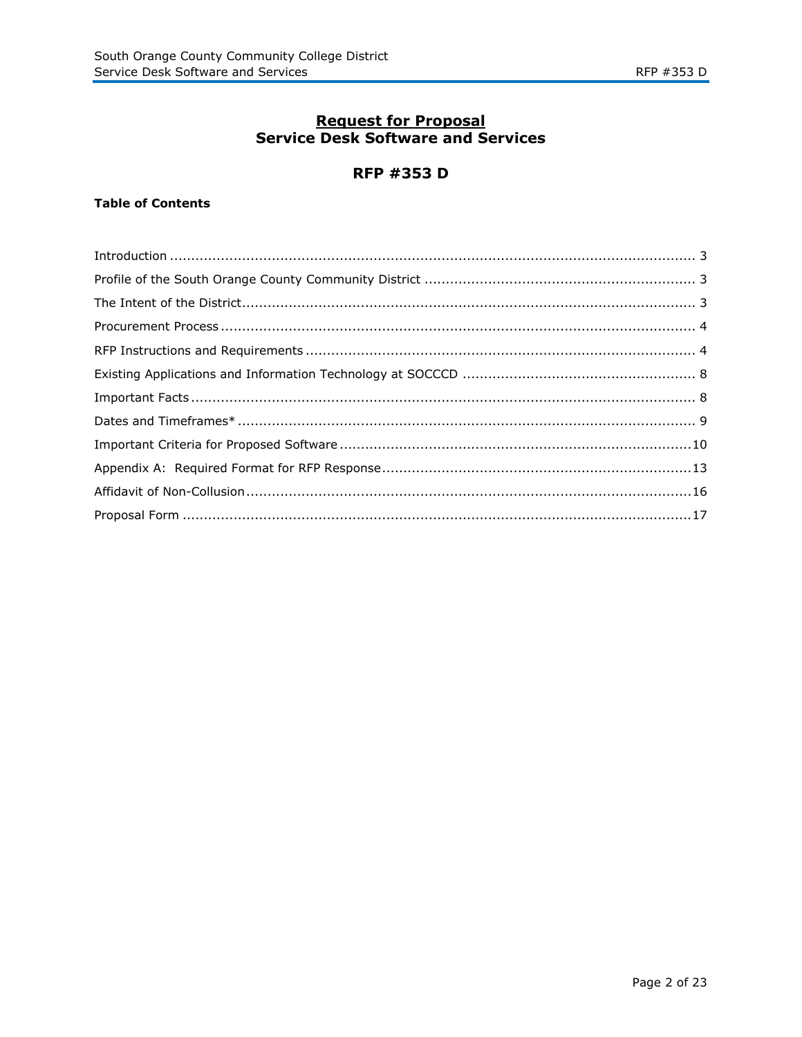# Request for Proposal
## Service Desk Software and Services

## RFP #353 D

**Table of Contents**

Introduction .......... 3

Profile of the South Orange County Community District .......... 3

The Intent of the District .......... 3

Procurement Process .......... 4

RFP Instructions and Requirements .......... 4

Existing Applications and Information Technology at SOCCCD .......... 8

Important Facts .......... 8

Dates and Timeframes* .......... 9

Important Criteria for Proposed Software .......... 10

Appendix A: Required Format for RFP Response .......... 13

Affidavit of Non-Collusion .......... 16

Proposal Form .......... 17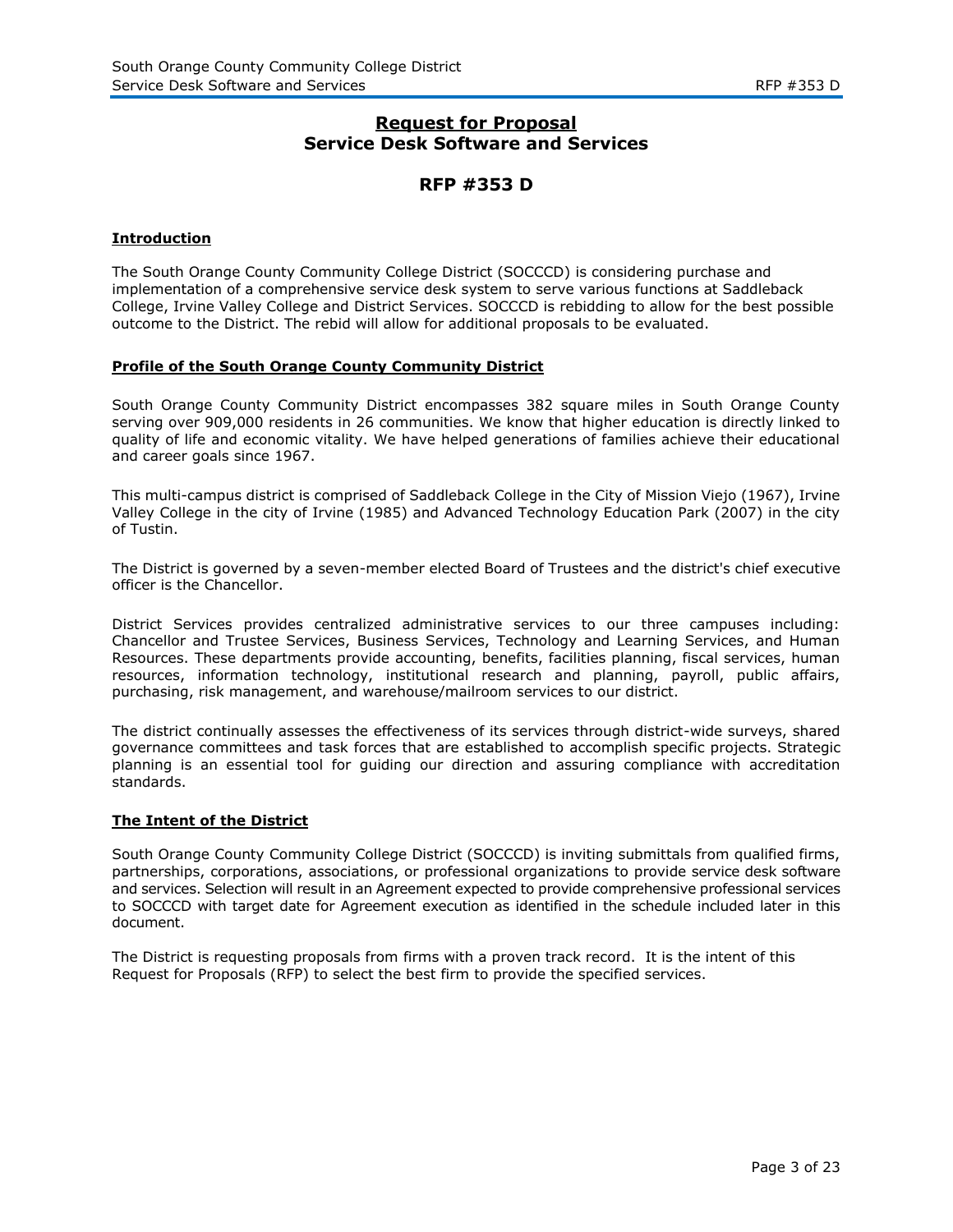# Request for Proposal
# Service Desk Software and Services

## RFP #353 D

### Introduction

The South Orange County Community College District (SOCCCD) is considering purchase and implementation of a comprehensive service desk system to serve various functions at Saddleback College, Irvine Valley College and District Services. SOCCCD is rebidding to allow for the best possible outcome to the District. The rebid will allow for additional proposals to be evaluated.

### Profile of the South Orange County Community District

South Orange County Community District encompasses 382 square miles in South Orange County serving over 909,000 residents in 26 communities. We know that higher education is directly linked to quality of life and economic vitality. We have helped generations of families achieve their educational and career goals since 1967.

This multi-campus district is comprised of Saddleback College in the City of Mission Viejo (1967), Irvine Valley College in the city of Irvine (1985) and Advanced Technology Education Park (2007) in the city of Tustin.

The District is governed by a seven-member elected Board of Trustees and the district's chief executive officer is the Chancellor.

District Services provides centralized administrative services to our three campuses including: Chancellor and Trustee Services, Business Services, Technology and Learning Services, and Human Resources. These departments provide accounting, benefits, facilities planning, fiscal services, human resources, information technology, institutional research and planning, payroll, public affairs, purchasing, risk management, and warehouse/mailroom services to our district.

The district continually assesses the effectiveness of its services through district-wide surveys, shared governance committees and task forces that are established to accomplish specific projects. Strategic planning is an essential tool for guiding our direction and assuring compliance with accreditation standards.

### The Intent of the District

South Orange County Community College District (SOCCCD) is inviting submittals from qualified firms, partnerships, corporations, associations, or professional organizations to provide service desk software and services. Selection will result in an Agreement expected to provide comprehensive professional services to SOCCCD with target date for Agreement execution as identified in the schedule included later in this document.

The District is requesting proposals from firms with a proven track record. It is the intent of this Request for Proposals (RFP) to select the best firm to provide the specified services.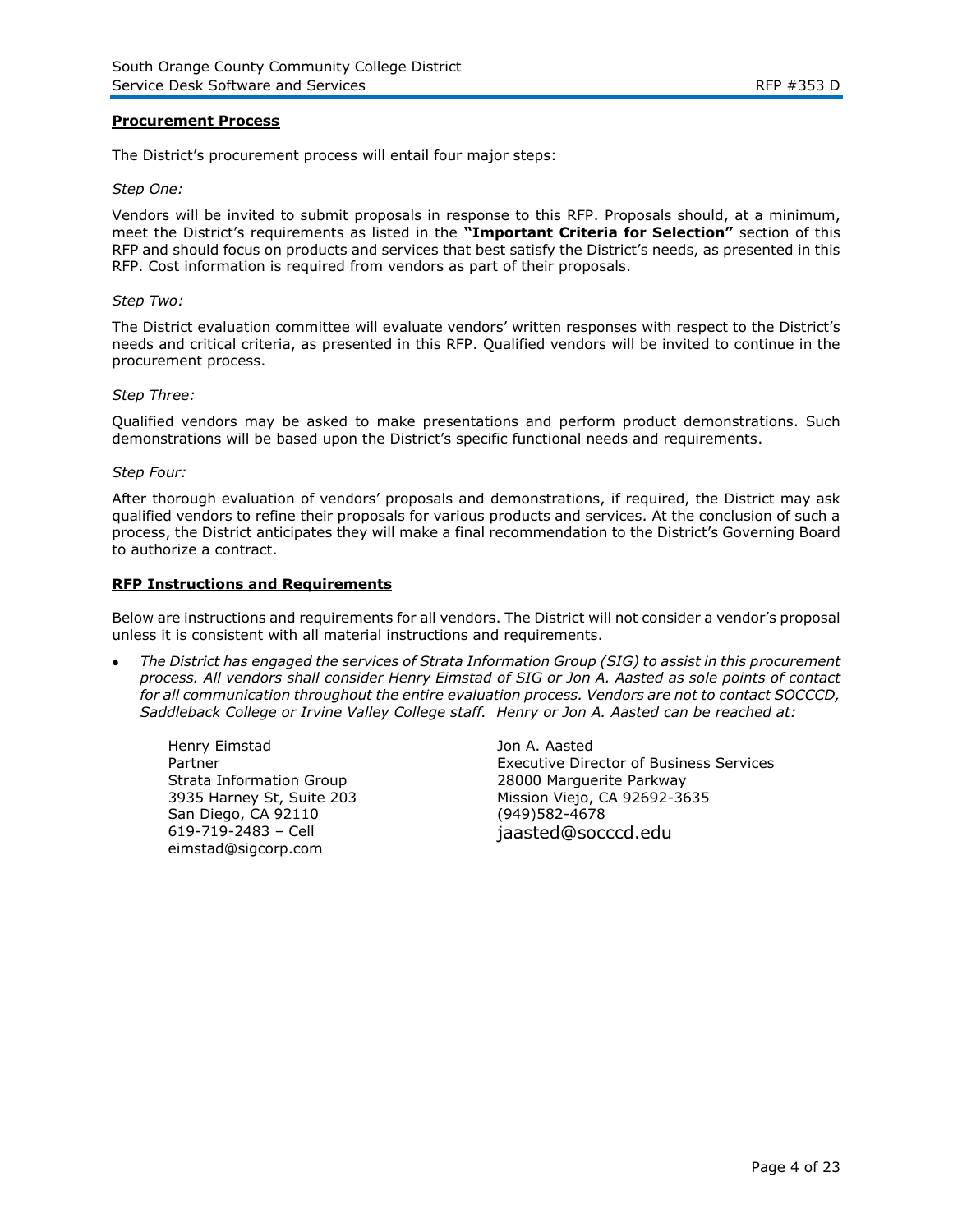## Procurement Process

The District's procurement process will entail four major steps:

*Step One:*

Vendors will be invited to submit proposals in response to this RFP. Proposals should, at a minimum, meet the District's requirements as listed in the **"Important Criteria for Selection"** section of this RFP and should focus on products and services that best satisfy the District's needs, as presented in this RFP. Cost information is required from vendors as part of their proposals.

*Step Two:*

The District evaluation committee will evaluate vendors' written responses with respect to the District's needs and critical criteria, as presented in this RFP. Qualified vendors will be invited to continue in the procurement process.

*Step Three:*

Qualified vendors may be asked to make presentations and perform product demonstrations. Such demonstrations will be based upon the District's specific functional needs and requirements.

*Step Four:*

After thorough evaluation of vendors' proposals and demonstrations, if required, the District may ask qualified vendors to refine their proposals for various products and services. At the conclusion of such a process, the District anticipates they will make a final recommendation to the District's Governing Board to authorize a contract.

## RFP Instructions and Requirements

Below are instructions and requirements for all vendors. The District will not consider a vendor's proposal unless it is consistent with all material instructions and requirements.

- *The District has engaged the services of Strata Information Group (SIG) to assist in this procurement process. All vendors shall consider Henry Eimstad of SIG or Jon A. Aasted as sole points of contact for all communication throughout the entire evaluation process. Vendors are not to contact SOCCCD, Saddleback College or Irvine Valley College staff. Henry or Jon A. Aasted can be reached at:*

  Henry Eimstad
  Partner
  Strata Information Group
  3935 Harney St, Suite 203
  San Diego, CA 92110
  619-719-2483 – Cell
  eimstad@sigcorp.com

  Jon A. Aasted
  Executive Director of Business Services
  28000 Marguerite Parkway
  Mission Viejo, CA 92692-3635
  (949)582-4678
  jaasted@socccd.edu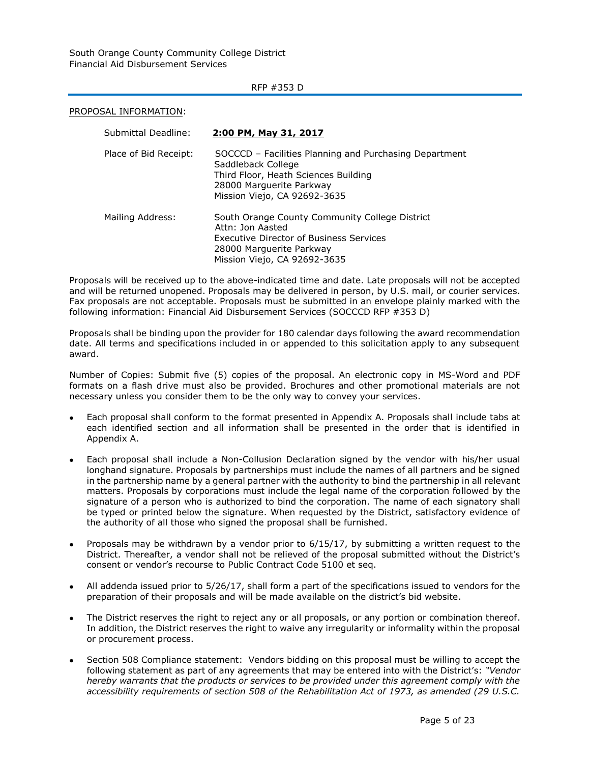PROPOSAL INFORMATION:

| | |
|---|---|
| Submittal Deadline: | **2:00 PM, May 31, 2017** |
| Place of Bid Receipt: | SOCCCD – Facilities Planning and Purchasing Department<br>Saddleback College<br>Third Floor, Heath Sciences Building<br>28000 Marguerite Parkway<br>Mission Viejo, CA 92692-3635 |
| Mailing Address: | South Orange County Community College District<br>Attn: Jon Aasted<br>Executive Director of Business Services<br>28000 Marguerite Parkway<br>Mission Viejo, CA 92692-3635 |

Proposals will be received up to the above-indicated time and date. Late proposals will not be accepted and will be returned unopened. Proposals may be delivered in person, by U.S. mail, or courier services. Fax proposals are not acceptable. Proposals must be submitted in an envelope plainly marked with the following information: Financial Aid Disbursement Services (SOCCCD RFP #353 D)

Proposals shall be binding upon the provider for 180 calendar days following the award recommendation date. All terms and specifications included in or appended to this solicitation apply to any subsequent award.

Number of Copies: Submit five (5) copies of the proposal. An electronic copy in MS-Word and PDF formats on a flash drive must also be provided. Brochures and other promotional materials are not necessary unless you consider them to be the only way to convey your services.

- Each proposal shall conform to the format presented in Appendix A. Proposals shall include tabs at each identified section and all information shall be presented in the order that is identified in Appendix A.
- Each proposal shall include a Non-Collusion Declaration signed by the vendor with his/her usual longhand signature. Proposals by partnerships must include the names of all partners and be signed in the partnership name by a general partner with the authority to bind the partnership in all relevant matters. Proposals by corporations must include the legal name of the corporation followed by the signature of a person who is authorized to bind the corporation. The name of each signatory shall be typed or printed below the signature. When requested by the District, satisfactory evidence of the authority of all those who signed the proposal shall be furnished.
- Proposals may be withdrawn by a vendor prior to 6/15/17, by submitting a written request to the District. Thereafter, a vendor shall not be relieved of the proposal submitted without the District's consent or vendor's recourse to Public Contract Code 5100 et seq.
- All addenda issued prior to 5/26/17, shall form a part of the specifications issued to vendors for the preparation of their proposals and will be made available on the district's bid website.
- The District reserves the right to reject any or all proposals, or any portion or combination thereof. In addition, the District reserves the right to waive any irregularity or informality within the proposal or procurement process.
- Section 508 Compliance statement: Vendors bidding on this proposal must be willing to accept the following statement as part of any agreements that may be entered into with the District's: *"Vendor hereby warrants that the products or services to be provided under this agreement comply with the accessibility requirements of section 508 of the Rehabilitation Act of 1973, as amended (29 U.S.C.*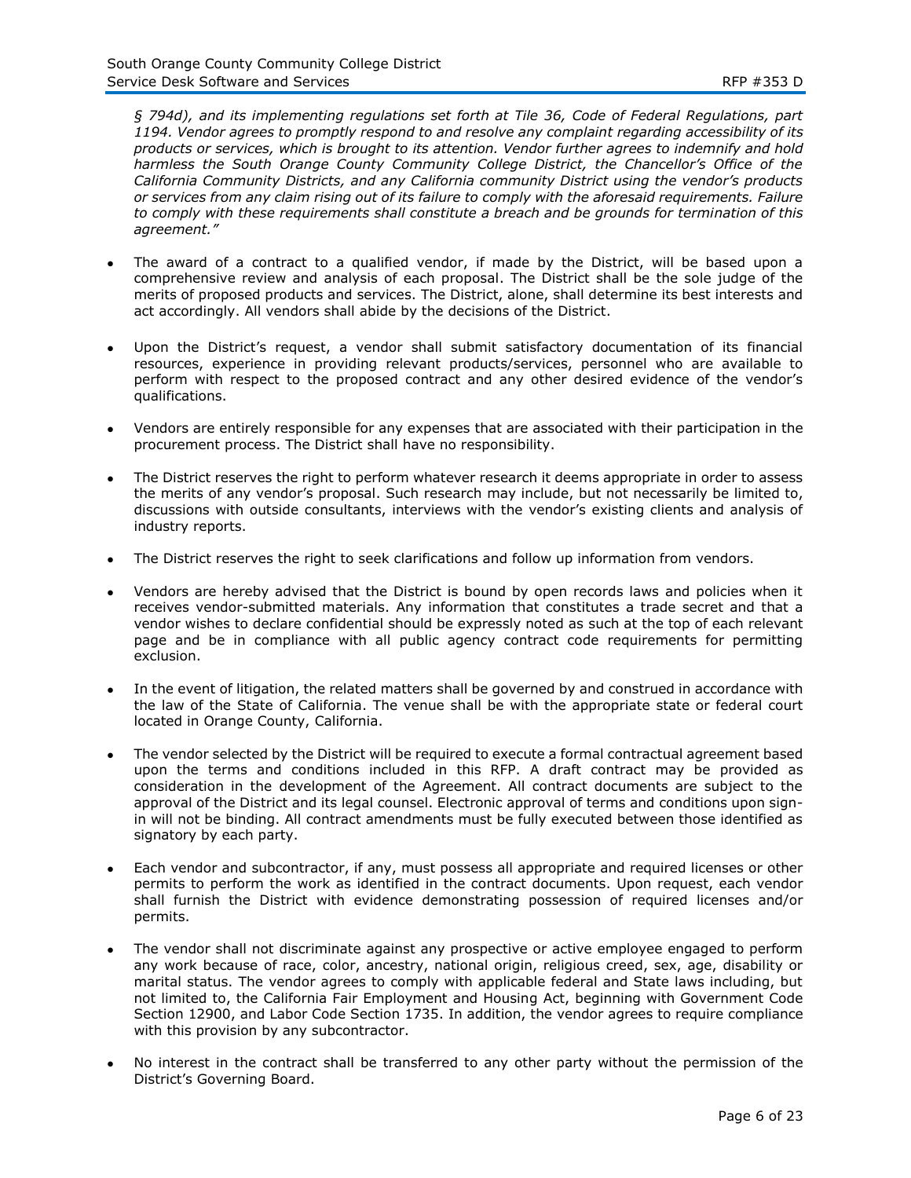*§ 794d), and its implementing regulations set forth at Tile 36, Code of Federal Regulations, part 1194. Vendor agrees to promptly respond to and resolve any complaint regarding accessibility of its products or services, which is brought to its attention. Vendor further agrees to indemnify and hold harmless the South Orange County Community College District, the Chancellor's Office of the California Community Districts, and any California community District using the vendor's products or services from any claim rising out of its failure to comply with the aforesaid requirements. Failure to comply with these requirements shall constitute a breach and be grounds for termination of this agreement."*

- The award of a contract to a qualified vendor, if made by the District, will be based upon a comprehensive review and analysis of each proposal. The District shall be the sole judge of the merits of proposed products and services. The District, alone, shall determine its best interests and act accordingly. All vendors shall abide by the decisions of the District.

- Upon the District's request, a vendor shall submit satisfactory documentation of its financial resources, experience in providing relevant products/services, personnel who are available to perform with respect to the proposed contract and any other desired evidence of the vendor's qualifications.

- Vendors are entirely responsible for any expenses that are associated with their participation in the procurement process. The District shall have no responsibility.

- The District reserves the right to perform whatever research it deems appropriate in order to assess the merits of any vendor's proposal. Such research may include, but not necessarily be limited to, discussions with outside consultants, interviews with the vendor's existing clients and analysis of industry reports.

- The District reserves the right to seek clarifications and follow up information from vendors.

- Vendors are hereby advised that the District is bound by open records laws and policies when it receives vendor-submitted materials. Any information that constitutes a trade secret and that a vendor wishes to declare confidential should be expressly noted as such at the top of each relevant page and be in compliance with all public agency contract code requirements for permitting exclusion.

- In the event of litigation, the related matters shall be governed by and construed in accordance with the law of the State of California. The venue shall be with the appropriate state or federal court located in Orange County, California.

- The vendor selected by the District will be required to execute a formal contractual agreement based upon the terms and conditions included in this RFP. A draft contract may be provided as consideration in the development of the Agreement. All contract documents are subject to the approval of the District and its legal counsel. Electronic approval of terms and conditions upon sign-in will not be binding. All contract amendments must be fully executed between those identified as signatory by each party.

- Each vendor and subcontractor, if any, must possess all appropriate and required licenses or other permits to perform the work as identified in the contract documents. Upon request, each vendor shall furnish the District with evidence demonstrating possession of required licenses and/or permits.

- The vendor shall not discriminate against any prospective or active employee engaged to perform any work because of race, color, ancestry, national origin, religious creed, sex, age, disability or marital status. The vendor agrees to comply with applicable federal and State laws including, but not limited to, the California Fair Employment and Housing Act, beginning with Government Code Section 12900, and Labor Code Section 1735. In addition, the vendor agrees to require compliance with this provision by any subcontractor.

- No interest in the contract shall be transferred to any other party without the permission of the District's Governing Board.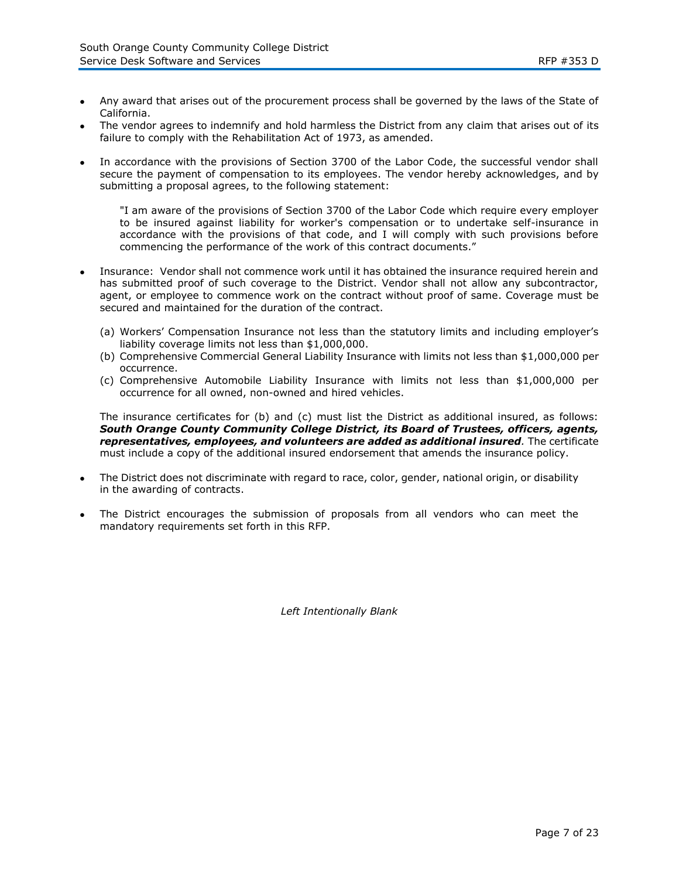- Any award that arises out of the procurement process shall be governed by the laws of the State of California.
- The vendor agrees to indemnify and hold harmless the District from any claim that arises out of its failure to comply with the Rehabilitation Act of 1973, as amended.
- In accordance with the provisions of Section 3700 of the Labor Code, the successful vendor shall secure the payment of compensation to its employees. The vendor hereby acknowledges, and by submitting a proposal agrees, to the following statement:

  "I am aware of the provisions of Section 3700 of the Labor Code which require every employer to be insured against liability for worker's compensation or to undertake self-insurance in accordance with the provisions of that code, and I will comply with such provisions before commencing the performance of the work of this contract documents."

- Insurance: Vendor shall not commence work until it has obtained the insurance required herein and has submitted proof of such coverage to the District. Vendor shall not allow any subcontractor, agent, or employee to commence work on the contract without proof of same. Coverage must be secured and maintained for the duration of the contract.

  (a) Workers' Compensation Insurance not less than the statutory limits and including employer's liability coverage limits not less than $1,000,000.
  (b) Comprehensive Commercial General Liability Insurance with limits not less than $1,000,000 per occurrence.
  (c) Comprehensive Automobile Liability Insurance with limits not less than $1,000,000 per occurrence for all owned, non-owned and hired vehicles.

  The insurance certificates for (b) and (c) must list the District as additional insured, as follows: ***South Orange County Community College District, its Board of Trustees, officers, agents, representatives, employees, and volunteers are added as additional insured***. The certificate must include a copy of the additional insured endorsement that amends the insurance policy.

- The District does not discriminate with regard to race, color, gender, national origin, or disability in the awarding of contracts.
- The District encourages the submission of proposals from all vendors who can meet the mandatory requirements set forth in this RFP.

*Left Intentionally Blank*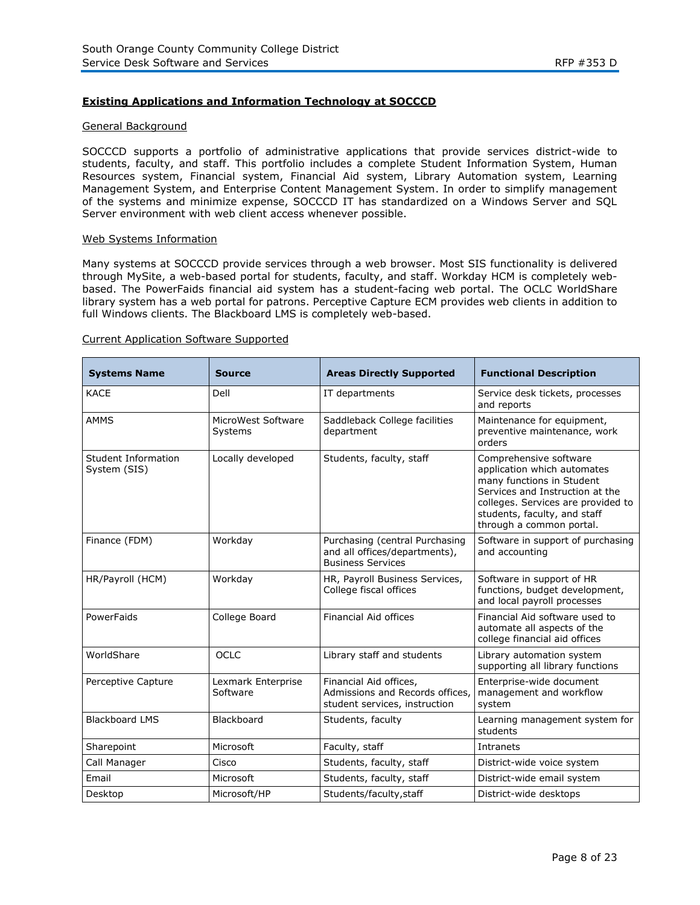## Existing Applications and Information Technology at SOCCCD

### General Background

SOCCCD supports a portfolio of administrative applications that provide services district-wide to students, faculty, and staff. This portfolio includes a complete Student Information System, Human Resources system, Financial system, Financial Aid system, Library Automation system, Learning Management System, and Enterprise Content Management System. In order to simplify management of the systems and minimize expense, SOCCCD IT has standardized on a Windows Server and SQL Server environment with web client access whenever possible.

### Web Systems Information

Many systems at SOCCCD provide services through a web browser. Most SIS functionality is delivered through MySite, a web-based portal for students, faculty, and staff. Workday HCM is completely web-based. The PowerFaids financial aid system has a student-facing web portal. The OCLC WorldShare library system has a web portal for patrons. Perceptive Capture ECM provides web clients in addition to full Windows clients. The Blackboard LMS is completely web-based.

### Current Application Software Supported

| Systems Name | Source | Areas Directly Supported | Functional Description |
|---|---|---|---|
| KACE | Dell | IT departments | Service desk tickets, processes and reports |
| AMMS | MicroWest Software Systems | Saddleback College facilities department | Maintenance for equipment, preventive maintenance, work orders |
| Student Information System (SIS) | Locally developed | Students, faculty, staff | Comprehensive software application which automates many functions in Student Services and Instruction at the colleges. Services are provided to students, faculty, and staff through a common portal. |
| Finance (FDM) | Workday | Purchasing (central Purchasing and all offices/departments), Business Services | Software in support of purchasing and accounting |
| HR/Payroll (HCM) | Workday | HR, Payroll Business Services, College fiscal offices | Software in support of HR functions, budget development, and local payroll processes |
| PowerFaids | College Board | Financial Aid offices | Financial Aid software used to automate all aspects of the college financial aid offices |
| WorldShare | OCLC | Library staff and students | Library automation system supporting all library functions |
| Perceptive Capture | Lexmark Enterprise Software | Financial Aid offices, Admissions and Records offices, student services, instruction | Enterprise-wide document management and workflow system |
| Blackboard LMS | Blackboard | Students, faculty | Learning management system for students |
| Sharepoint | Microsoft | Faculty, staff | Intranets |
| Call Manager | Cisco | Students, faculty, staff | District-wide voice system |
| Email | Microsoft | Students, faculty, staff | District-wide email system |
| Desktop | Microsoft/HP | Students/faculty,staff | District-wide desktops |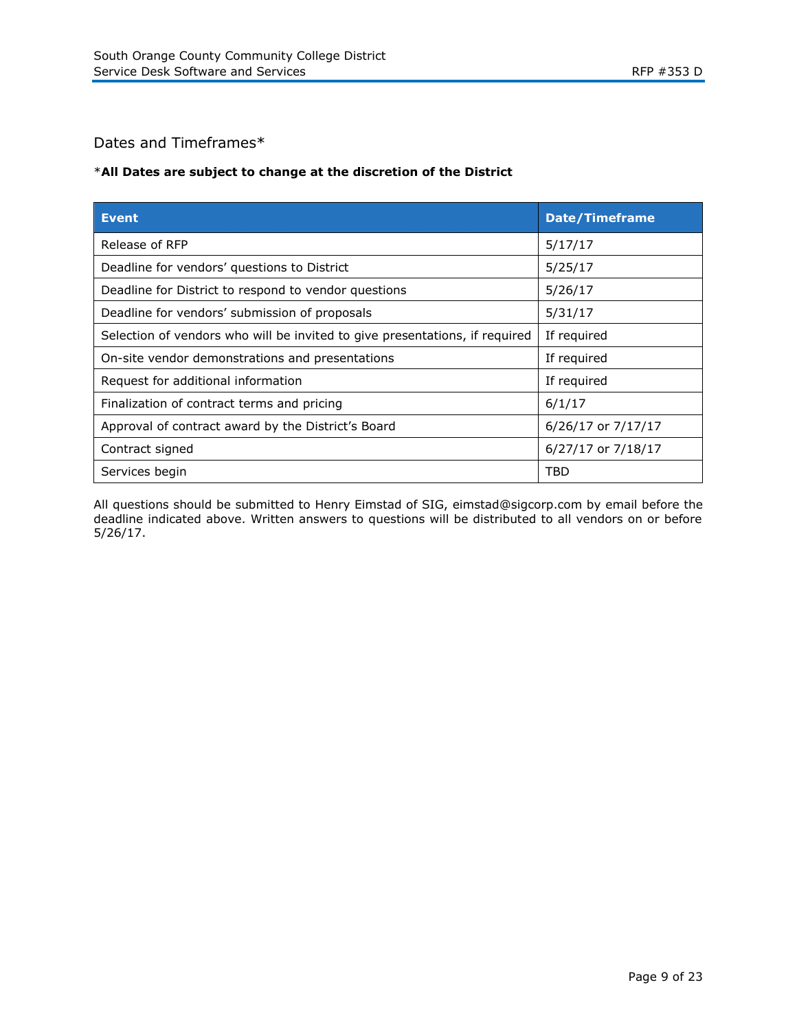## Dates and Timeframes*

*__All Dates are subject to change at the discretion of the District__

| Event | Date/Timeframe |
|---|---|
| Release of RFP | 5/17/17 |
| Deadline for vendors' questions to District | 5/25/17 |
| Deadline for District to respond to vendor questions | 5/26/17 |
| Deadline for vendors' submission of proposals | 5/31/17 |
| Selection of vendors who will be invited to give presentations, if required | If required |
| On-site vendor demonstrations and presentations | If required |
| Request for additional information | If required |
| Finalization of contract terms and pricing | 6/1/17 |
| Approval of contract award by the District's Board | 6/26/17 or 7/17/17 |
| Contract signed | 6/27/17 or 7/18/17 |
| Services begin | TBD |

All questions should be submitted to Henry Eimstad of SIG, eimstad@sigcorp.com by email before the deadline indicated above. Written answers to questions will be distributed to all vendors on or before 5/26/17.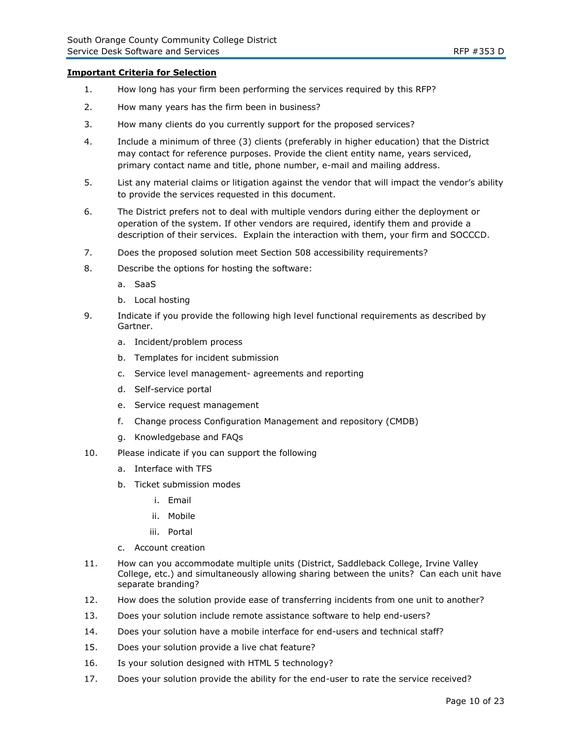**Important Criteria for Selection**

1. How long has your firm been performing the services required by this RFP?
2. How many years has the firm been in business?
3. How many clients do you currently support for the proposed services?
4. Include a minimum of three (3) clients (preferably in higher education) that the District may contact for reference purposes. Provide the client entity name, years serviced, primary contact name and title, phone number, e-mail and mailing address.
5. List any material claims or litigation against the vendor that will impact the vendor's ability to provide the services requested in this document.
6. The District prefers not to deal with multiple vendors during either the deployment or operation of the system. If other vendors are required, identify them and provide a description of their services. Explain the interaction with them, your firm and SOCCCD.
7. Does the proposed solution meet Section 508 accessibility requirements?
8. Describe the options for hosting the software:
   a. SaaS
   b. Local hosting
9. Indicate if you provide the following high level functional requirements as described by Gartner.
   a. Incident/problem process
   b. Templates for incident submission
   c. Service level management- agreements and reporting
   d. Self-service portal
   e. Service request management
   f. Change process Configuration Management and repository (CMDB)
   g. Knowledgebase and FAQs
10. Please indicate if you can support the following
    a. Interface with TFS
    b. Ticket submission modes
       i. Email
       ii. Mobile
       iii. Portal
    c. Account creation
11. How can you accommodate multiple units (District, Saddleback College, Irvine Valley College, etc.) and simultaneously allowing sharing between the units? Can each unit have separate branding?
12. How does the solution provide ease of transferring incidents from one unit to another?
13. Does your solution include remote assistance software to help end-users?
14. Does your solution have a mobile interface for end-users and technical staff?
15. Does your solution provide a live chat feature?
16. Is your solution designed with HTML 5 technology?
17. Does your solution provide the ability for the end-user to rate the service received?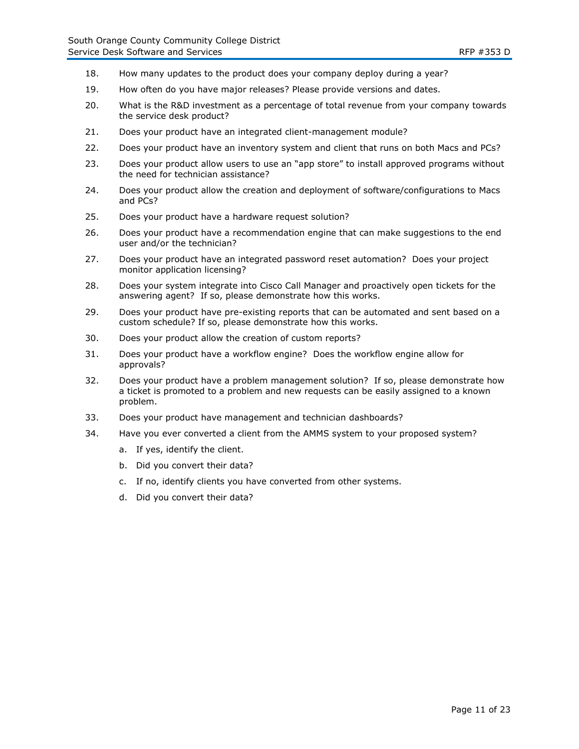18. How many updates to the product does your company deploy during a year?
19. How often do you have major releases? Please provide versions and dates.
20. What is the R&D investment as a percentage of total revenue from your company towards the service desk product?
21. Does your product have an integrated client-management module?
22. Does your product have an inventory system and client that runs on both Macs and PCs?
23. Does your product allow users to use an "app store" to install approved programs without the need for technician assistance?
24. Does your product allow the creation and deployment of software/configurations to Macs and PCs?
25. Does your product have a hardware request solution?
26. Does your product have a recommendation engine that can make suggestions to the end user and/or the technician?
27. Does your product have an integrated password reset automation? Does your project monitor application licensing?
28. Does your system integrate into Cisco Call Manager and proactively open tickets for the answering agent? If so, please demonstrate how this works.
29. Does your product have pre-existing reports that can be automated and sent based on a custom schedule? If so, please demonstrate how this works.
30. Does your product allow the creation of custom reports?
31. Does your product have a workflow engine? Does the workflow engine allow for approvals?
32. Does your product have a problem management solution? If so, please demonstrate how a ticket is promoted to a problem and new requests can be easily assigned to a known problem.
33. Does your product have management and technician dashboards?
34. Have you ever converted a client from the AMMS system to your proposed system?
    a. If yes, identify the client.
    b. Did you convert their data?
    c. If no, identify clients you have converted from other systems.
    d. Did you convert their data?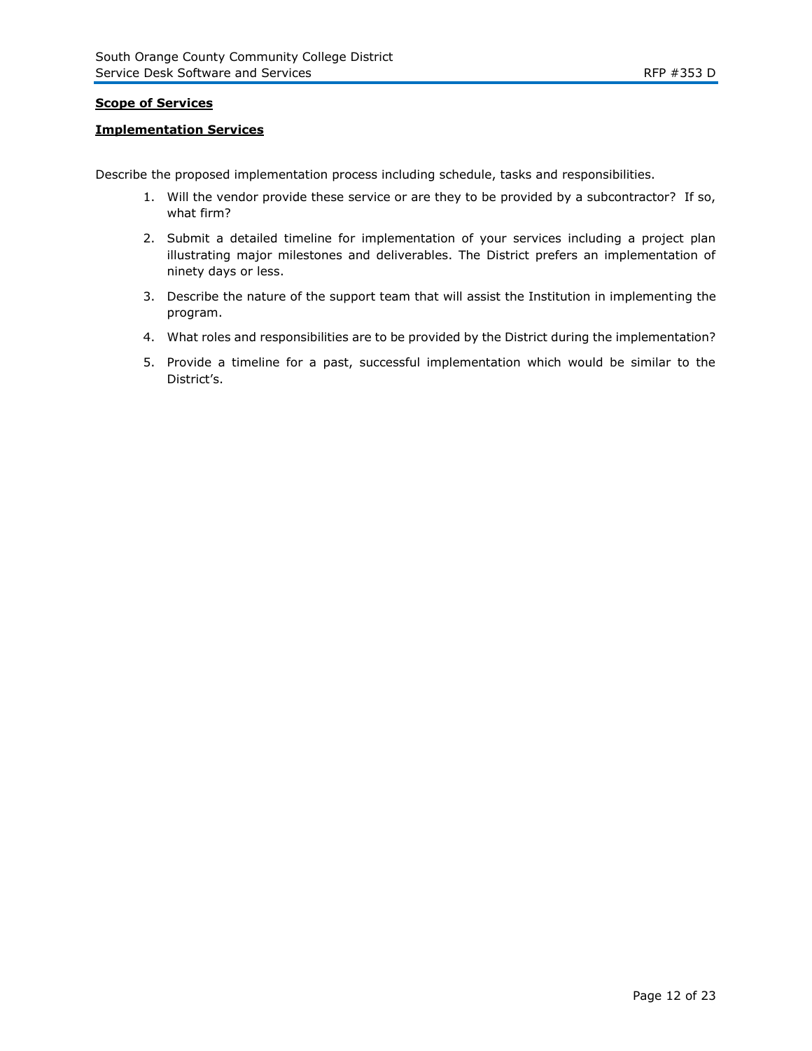**<u>Scope of Services</u>**

**<u>Implementation Services</u>**

Describe the proposed implementation process including schedule, tasks and responsibilities.

1. Will the vendor provide these service or are they to be provided by a subcontractor? If so, what firm?
2. Submit a detailed timeline for implementation of your services including a project plan illustrating major milestones and deliverables. The District prefers an implementation of ninety days or less.
3. Describe the nature of the support team that will assist the Institution in implementing the program.
4. What roles and responsibilities are to be provided by the District during the implementation?
5. Provide a timeline for a past, successful implementation which would be similar to the District's.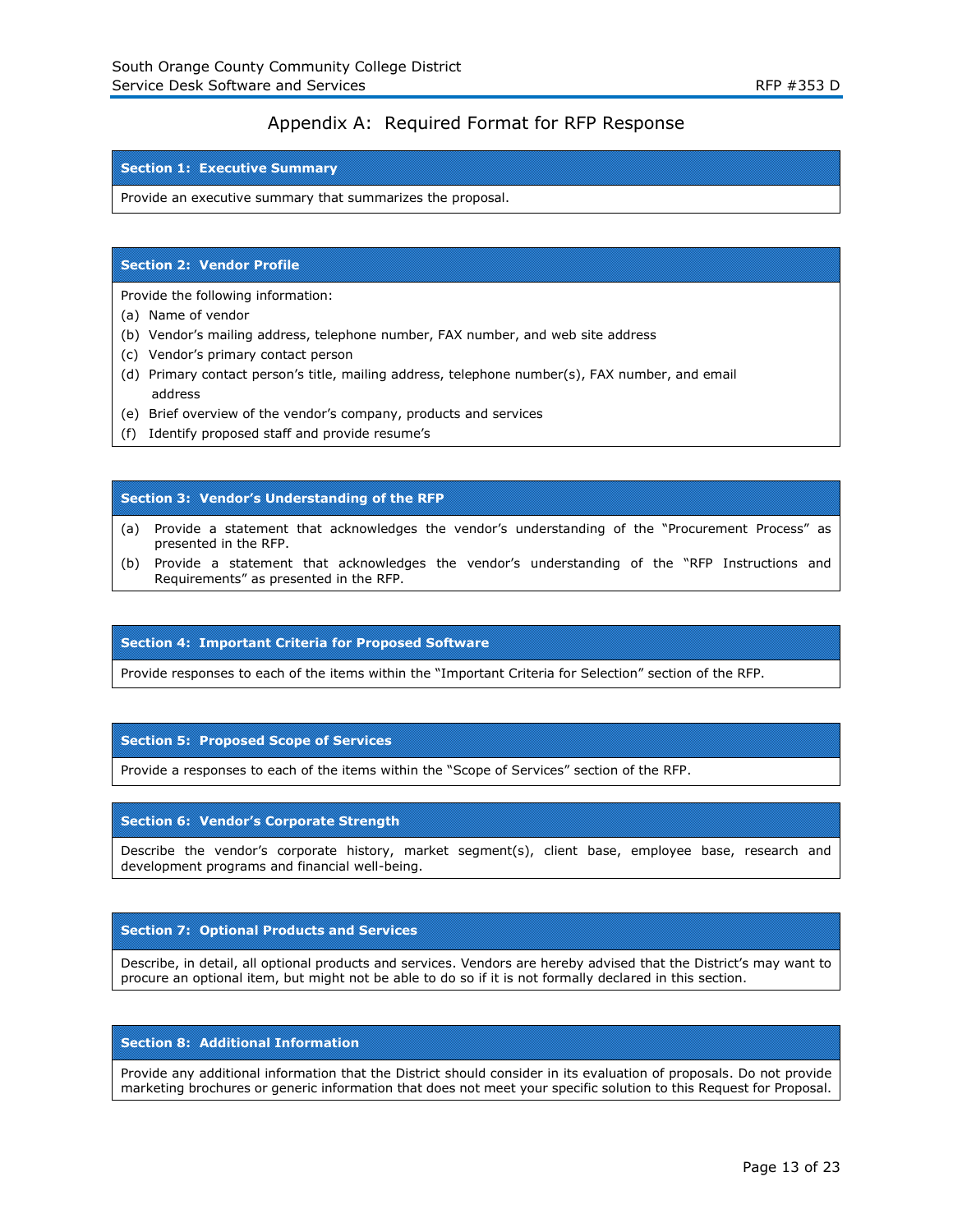# Appendix A: Required Format for RFP Response

## Section 1: Executive Summary

Provide an executive summary that summarizes the proposal.

## Section 2: Vendor Profile

Provide the following information:

(a) Name of vendor

(b) Vendor's mailing address, telephone number, FAX number, and web site address

(c) Vendor's primary contact person

(d) Primary contact person's title, mailing address, telephone number(s), FAX number, and email address

(e) Brief overview of the vendor's company, products and services

(f) Identify proposed staff and provide resume's

## Section 3: Vendor's Understanding of the RFP

(a) Provide a statement that acknowledges the vendor's understanding of the "Procurement Process" as presented in the RFP.

(b) Provide a statement that acknowledges the vendor's understanding of the "RFP Instructions and Requirements" as presented in the RFP.

## Section 4: Important Criteria for Proposed Software

Provide responses to each of the items within the "Important Criteria for Selection" section of the RFP.

## Section 5: Proposed Scope of Services

Provide a responses to each of the items within the "Scope of Services" section of the RFP.

## Section 6: Vendor's Corporate Strength

Describe the vendor's corporate history, market segment(s), client base, employee base, research and development programs and financial well-being.

## Section 7: Optional Products and Services

Describe, in detail, all optional products and services. Vendors are hereby advised that the District's may want to procure an optional item, but might not be able to do so if it is not formally declared in this section.

## Section 8: Additional Information

Provide any additional information that the District should consider in its evaluation of proposals. Do not provide marketing brochures or generic information that does not meet your specific solution to this Request for Proposal.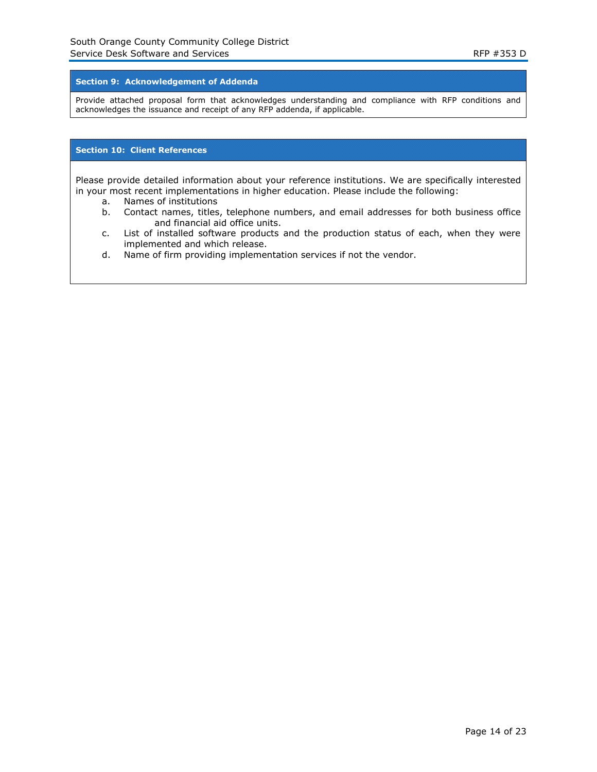## Section 9: Acknowledgement of Addenda

Provide attached proposal form that acknowledges understanding and compliance with RFP conditions and acknowledges the issuance and receipt of any RFP addenda, if applicable.

## Section 10: Client References

Please provide detailed information about your reference institutions. We are specifically interested in your most recent implementations in higher education. Please include the following:

a. Names of institutions
b. Contact names, titles, telephone numbers, and email addresses for both business office and financial aid office units.
c. List of installed software products and the production status of each, when they were implemented and which release.
d. Name of firm providing implementation services if not the vendor.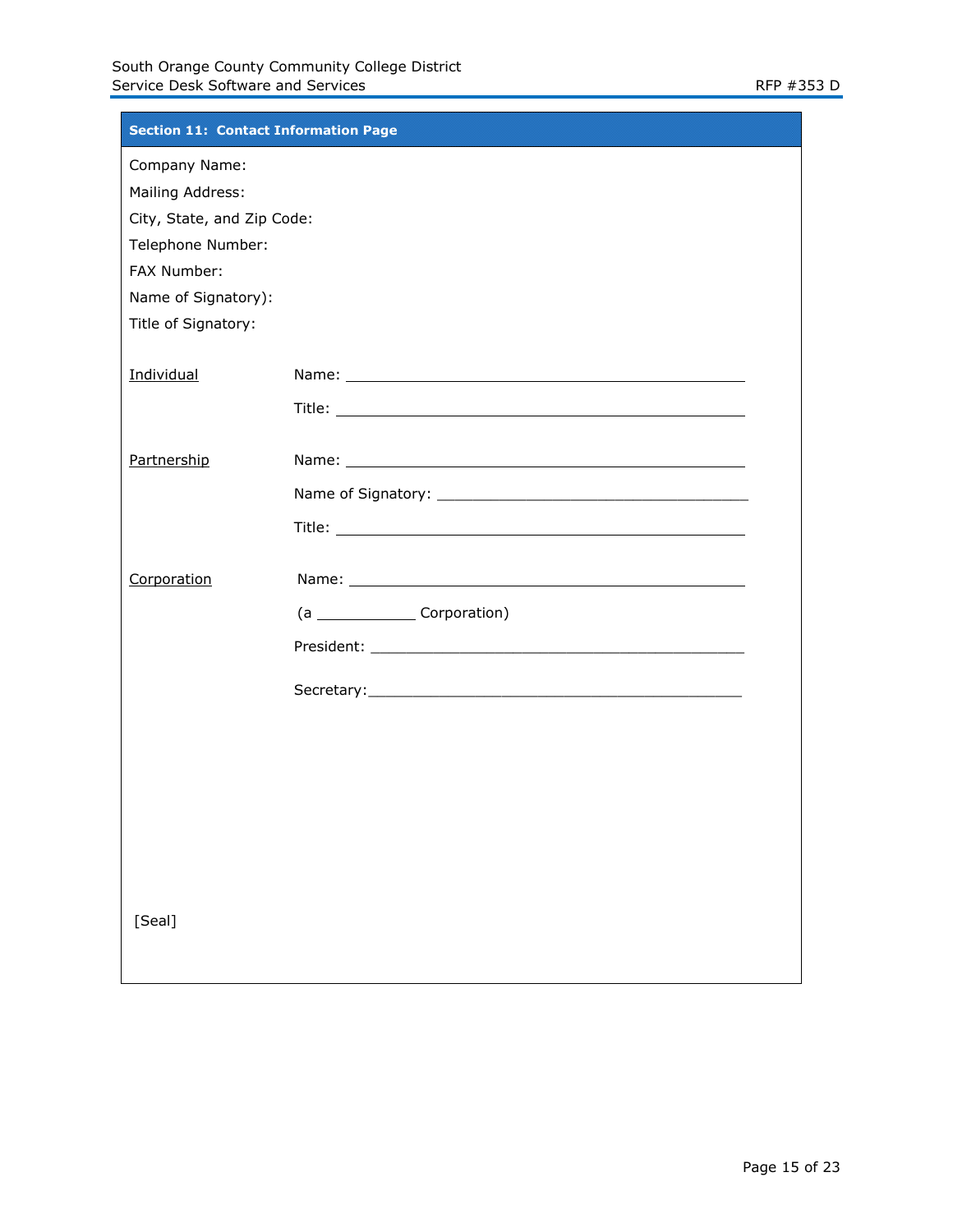## Section 11: Contact Information Page

Company Name:

Mailing Address:

City, State, and Zip Code:

Telephone Number:

FAX Number:

Name of Signatory):

Title of Signatory:

<u>Individual</u>

Name: \_\_\_\_\_\_\_\_\_\_\_\_\_\_\_\_\_\_\_\_\_\_\_\_\_\_\_\_\_\_\_\_\_\_\_\_\_\_\_\_\_\_\_\_

Title: \_\_\_\_\_\_\_\_\_\_\_\_\_\_\_\_\_\_\_\_\_\_\_\_\_\_\_\_\_\_\_\_\_\_\_\_\_\_\_\_\_\_\_\_

<u>Partnership</u>

Name: \_\_\_\_\_\_\_\_\_\_\_\_\_\_\_\_\_\_\_\_\_\_\_\_\_\_\_\_\_\_\_\_\_\_\_\_\_\_\_\_\_\_\_\_

Name of Signatory: \_\_\_\_\_\_\_\_\_\_\_\_\_\_\_\_\_\_\_\_\_\_\_\_\_\_\_\_\_\_\_\_\_\_\_\_

Title: \_\_\_\_\_\_\_\_\_\_\_\_\_\_\_\_\_\_\_\_\_\_\_\_\_\_\_\_\_\_\_\_\_\_\_\_\_\_\_\_\_\_\_\_

<u>Corporation</u>

Name: \_\_\_\_\_\_\_\_\_\_\_\_\_\_\_\_\_\_\_\_\_\_\_\_\_\_\_\_\_\_\_\_\_\_\_\_\_\_\_\_\_\_\_\_

(a \_\_\_\_\_\_\_\_\_\_\_\_ Corporation)

President: \_\_\_\_\_\_\_\_\_\_\_\_\_\_\_\_\_\_\_\_\_\_\_\_\_\_\_\_\_\_\_\_\_\_\_\_\_\_\_\_\_\_\_\_

Secretary:\_\_\_\_\_\_\_\_\_\_\_\_\_\_\_\_\_\_\_\_\_\_\_\_\_\_\_\_\_\_\_\_\_\_\_\_\_\_\_\_\_\_\_\_

[Seal]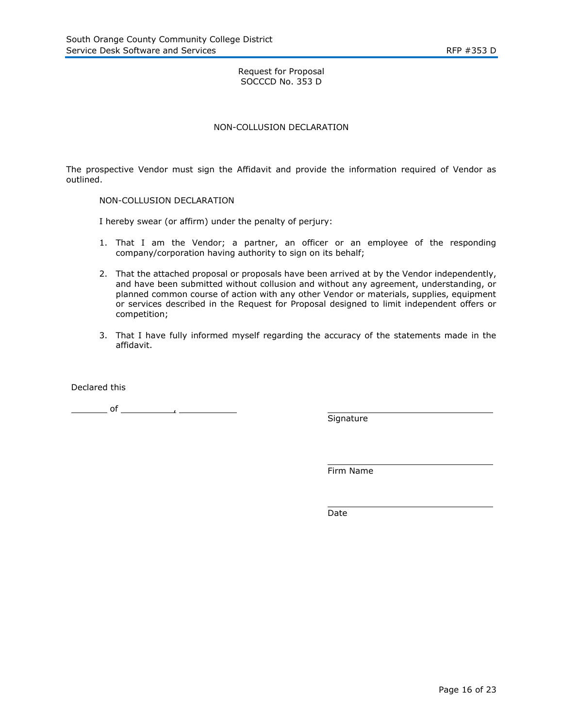Request for Proposal
SOCCCD No. 353 D

# NON-COLLUSION DECLARATION

The prospective Vendor must sign the Affidavit and provide the information required of Vendor as outlined.

NON-COLLUSION DECLARATION

I hereby swear (or affirm) under the penalty of perjury:

1. That I am the Vendor; a partner, an officer or an employee of the responding company/corporation having authority to sign on its behalf;
2. That the attached proposal or proposals have been arrived at by the Vendor independently, and have been submitted without collusion and without any agreement, understanding, or planned common course of action with any other Vendor or materials, supplies, equipment or services described in the Request for Proposal designed to limit independent offers or competition;
3. That I have fully informed myself regarding the accuracy of the statements made in the affidavit.

Declared this

_______ of __________, ___________

________________________________
Signature

________________________________
Firm Name

________________________________
Date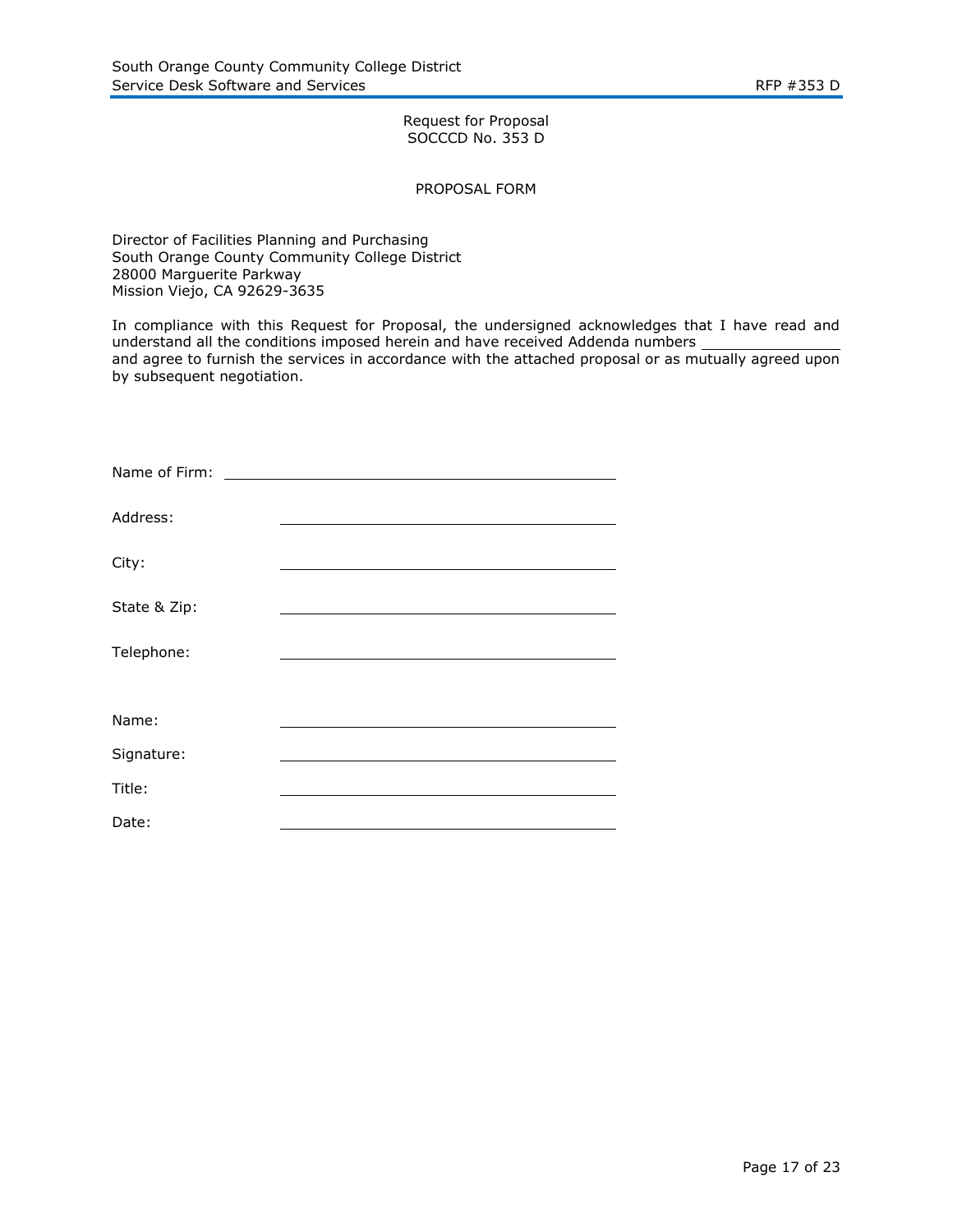Request for Proposal
SOCCCD No. 353 D

PROPOSAL FORM

Director of Facilities Planning and Purchasing
South Orange County Community College District
28000 Marguerite Parkway
Mission Viejo, CA 92629-3635

In compliance with this Request for Proposal, the undersigned acknowledges that I have read and understand all the conditions imposed herein and have received Addenda numbers ________________ and agree to furnish the services in accordance with the attached proposal or as mutually agreed upon by subsequent negotiation.

Name of Firm: ______________________________________

Address: ______________________________________

City: ______________________________________

State & Zip: ______________________________________

Telephone: ______________________________________

Name: ______________________________________

Signature: ______________________________________

Title: ______________________________________

Date: ______________________________________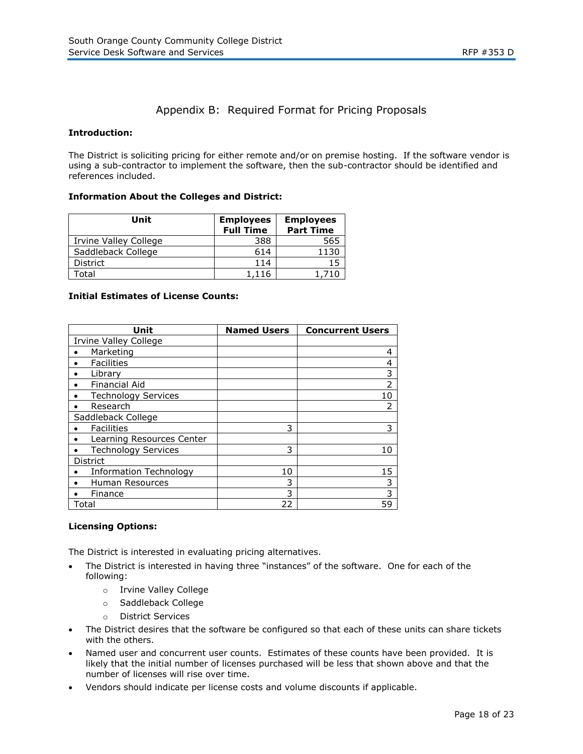## Appendix B: Required Format for Pricing Proposals

**Introduction:**

The District is soliciting pricing for either remote and/or on premise hosting. If the software vendor is using a sub-contractor to implement the software, then the sub-contractor should be identified and references included.

**Information About the Colleges and District:**

| Unit | Employees Full Time | Employees Part Time |
|---|---|---|
| Irvine Valley College | 388 | 565 |
| Saddleback College | 614 | 1130 |
| District | 114 | 15 |
| Total | 1,116 | 1,710 |

**Initial Estimates of License Counts:**

| Unit | Named Users | Concurrent Users |
|---|---|---|
| Irvine Valley College | | |
| • Marketing | | 4 |
| • Facilities | | 4 |
| • Library | | 3 |
| • Financial Aid | | 2 |
| • Technology Services | | 10 |
| • Research | | 2 |
| Saddleback College | | |
| • Facilities | 3 | 3 |
| • Learning Resources Center | | |
| • Technology Services | 3 | 10 |
| District | | |
| • Information Technology | 10 | 15 |
| • Human Resources | 3 | 3 |
| • Finance | 3 | 3 |
| Total | 22 | 59 |

**Licensing Options:**

The District is interested in evaluating pricing alternatives.

- The District is interested in having three "instances" of the software. One for each of the following:
  - Irvine Valley College
  - Saddleback College
  - District Services
- The District desires that the software be configured so that each of these units can share tickets with the others.
- Named user and concurrent user counts. Estimates of these counts have been provided. It is likely that the initial number of licenses purchased will be less that shown above and that the number of licenses will rise over time.
- Vendors should indicate per license costs and volume discounts if applicable.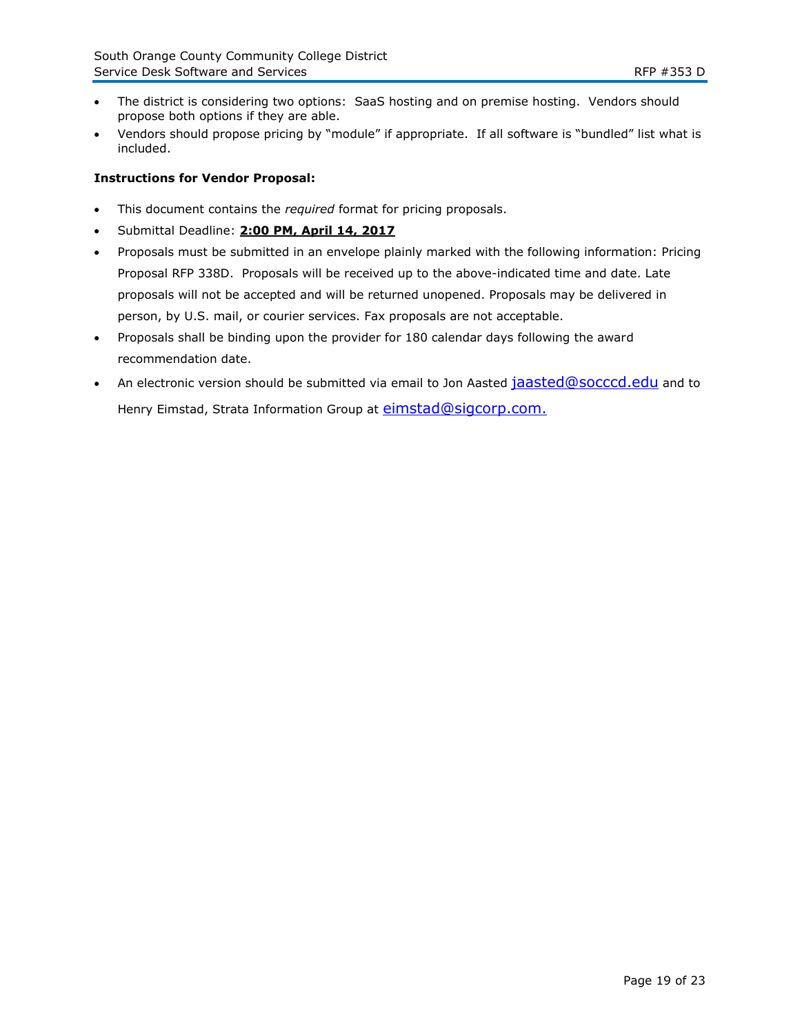- The district is considering two options: SaaS hosting and on premise hosting. Vendors should propose both options if they are able.
- Vendors should propose pricing by "module" if appropriate. If all software is "bundled" list what is included.

**Instructions for Vendor Proposal:**

- This document contains the *required* format for pricing proposals.
- Submittal Deadline: **2:00 PM, April 14, 2017**
- Proposals must be submitted in an envelope plainly marked with the following information: Pricing Proposal RFP 338D. Proposals will be received up to the above-indicated time and date. Late proposals will not be accepted and will be returned unopened. Proposals may be delivered in person, by U.S. mail, or courier services. Fax proposals are not acceptable.
- Proposals shall be binding upon the provider for 180 calendar days following the award recommendation date.
- An electronic version should be submitted via email to Jon Aasted jaasted@socccd.edu and to Henry Eimstad, Strata Information Group at eimstad@sigcorp.com.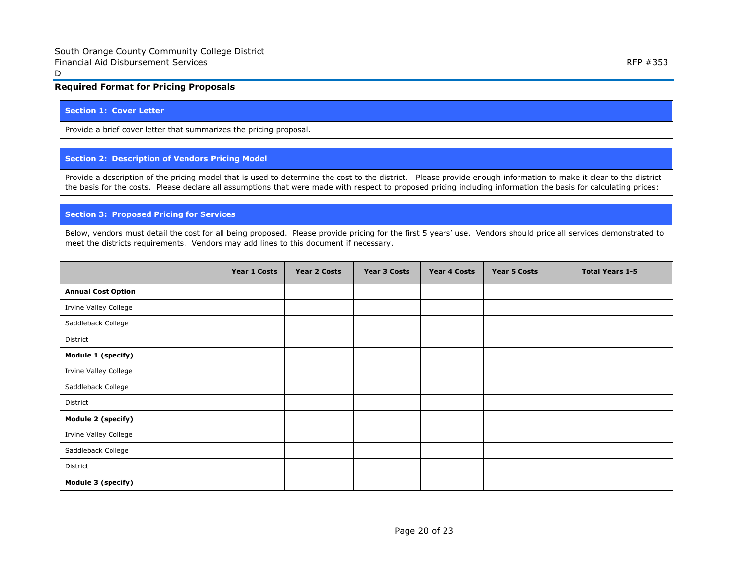**Required Format for Pricing Proposals**

| **Section 1: Cover Letter** |
|---|
| Provide a brief cover letter that summarizes the pricing proposal. |

| **Section 2: Description of Vendors Pricing Model** |
|---|
| Provide a description of the pricing model that is used to determine the cost to the district. Please provide enough information to make it clear to the district the basis for the costs. Please declare all assumptions that were made with respect to proposed pricing including information the basis for calculating prices: |

**Section 3: Proposed Pricing for Services**

Below, vendors must detail the cost for all being proposed. Please provide pricing for the first 5 years' use. Vendors should price all services demonstrated to meet the districts requirements. Vendors may add lines to this document if necessary.

| | Year 1 Costs | Year 2 Costs | Year 3 Costs | Year 4 Costs | Year 5 Costs | Total Years 1-5 |
|---|---|---|---|---|---|---|
| **Annual Cost Option** | | | | | | |
| Irvine Valley College | | | | | | |
| Saddleback College | | | | | | |
| District | | | | | | |
| **Module 1 (specify)** | | | | | | |
| Irvine Valley College | | | | | | |
| Saddleback College | | | | | | |
| District | | | | | | |
| **Module 2 (specify)** | | | | | | |
| Irvine Valley College | | | | | | |
| Saddleback College | | | | | | |
| District | | | | | | |
| **Module 3 (specify)** | | | | | | |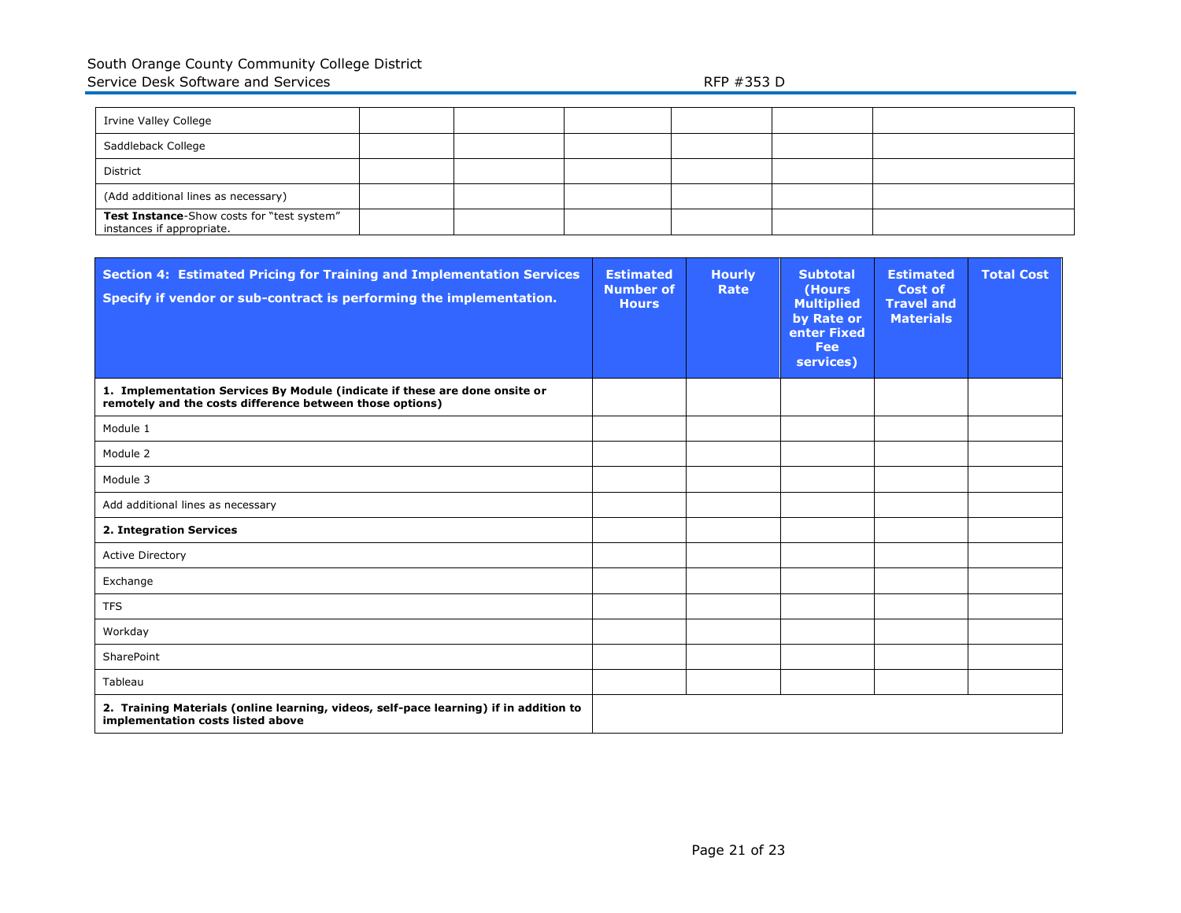| | | | | | | |
|---|---|---|---|---|---|---|
| Irvine Valley College | | | | | | |
| Saddleback College | | | | | | |
| District | | | | | | |
| (Add additional lines as necessary) | | | | | | |
| **Test Instance**-Show costs for "test system" instances if appropriate. | | | | | | |

| **Section 4: Estimated Pricing for Training and Implementation Services** **Specify if vendor or sub-contract is performing the implementation.** | **Estimated Number of Hours** | **Hourly Rate** | **Subtotal (Hours Multiplied by Rate or enter Fixed Fee services)** | **Estimated Cost of Travel and Materials** | **Total Cost** |
|---|---|---|---|---|---|
| **1. Implementation Services By Module (indicate if these are done onsite or remotely and the costs difference between those options)** | | | | | |
| Module 1 | | | | | |
| Module 2 | | | | | |
| Module 3 | | | | | |
| Add additional lines as necessary | | | | | |
| **2. Integration Services** | | | | | |
| Active Directory | | | | | |
| Exchange | | | | | |
| TFS | | | | | |
| Workday | | | | | |
| SharePoint | | | | | |
| Tableau | | | | | |
| **2. Training Materials (online learning, videos, self-pace learning) if in addition to implementation costs listed above** | | | | | |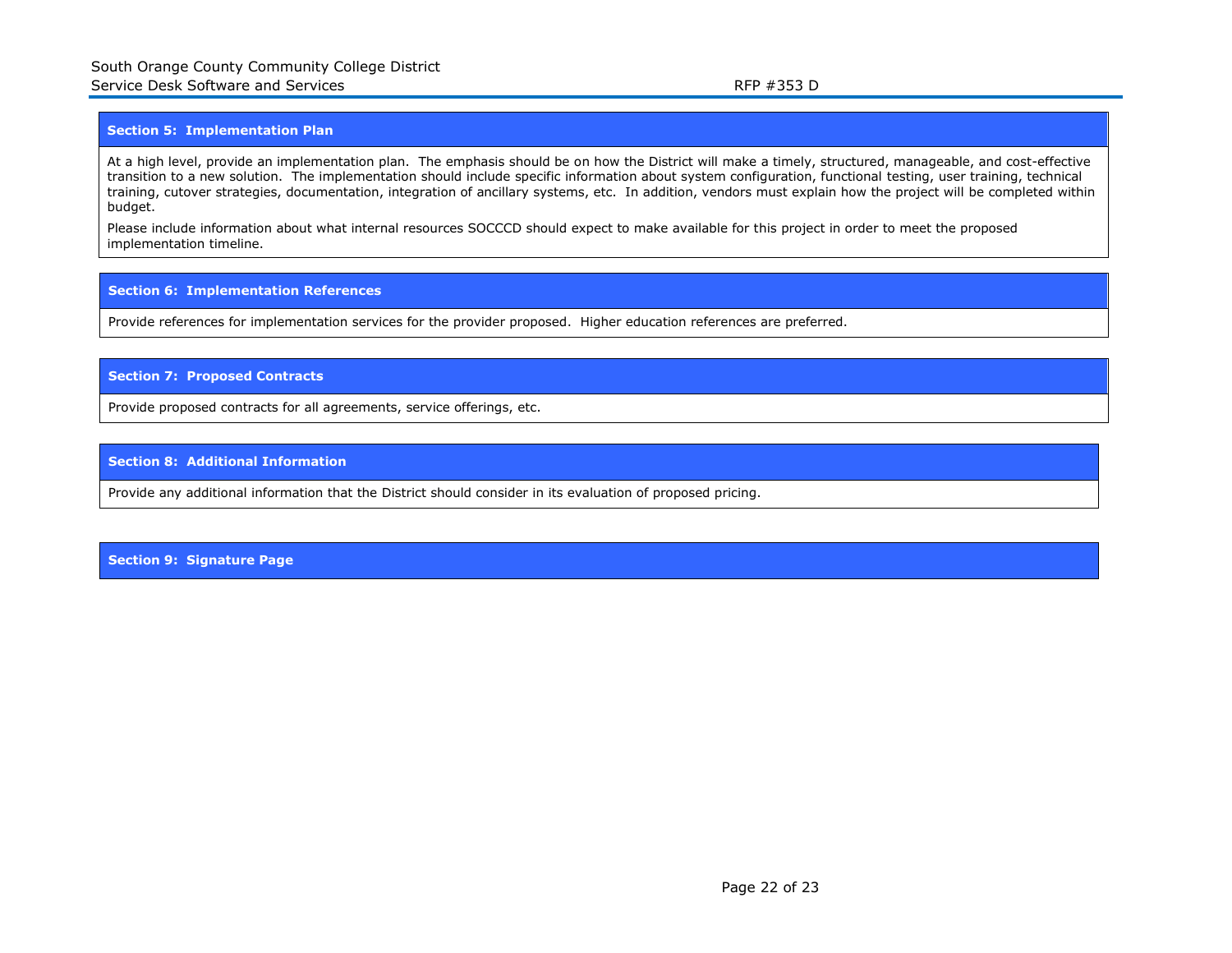## Section 5: Implementation Plan

At a high level, provide an implementation plan. The emphasis should be on how the District will make a timely, structured, manageable, and cost-effective transition to a new solution. The implementation should include specific information about system configuration, functional testing, user training, technical training, cutover strategies, documentation, integration of ancillary systems, etc. In addition, vendors must explain how the project will be completed within budget.

Please include information about what internal resources SOCCCD should expect to make available for this project in order to meet the proposed implementation timeline.

## Section 6: Implementation References

Provide references for implementation services for the provider proposed. Higher education references are preferred.

## Section 7: Proposed Contracts

Provide proposed contracts for all agreements, service offerings, etc.

## Section 8: Additional Information

Provide any additional information that the District should consider in its evaluation of proposed pricing.

## Section 9: Signature Page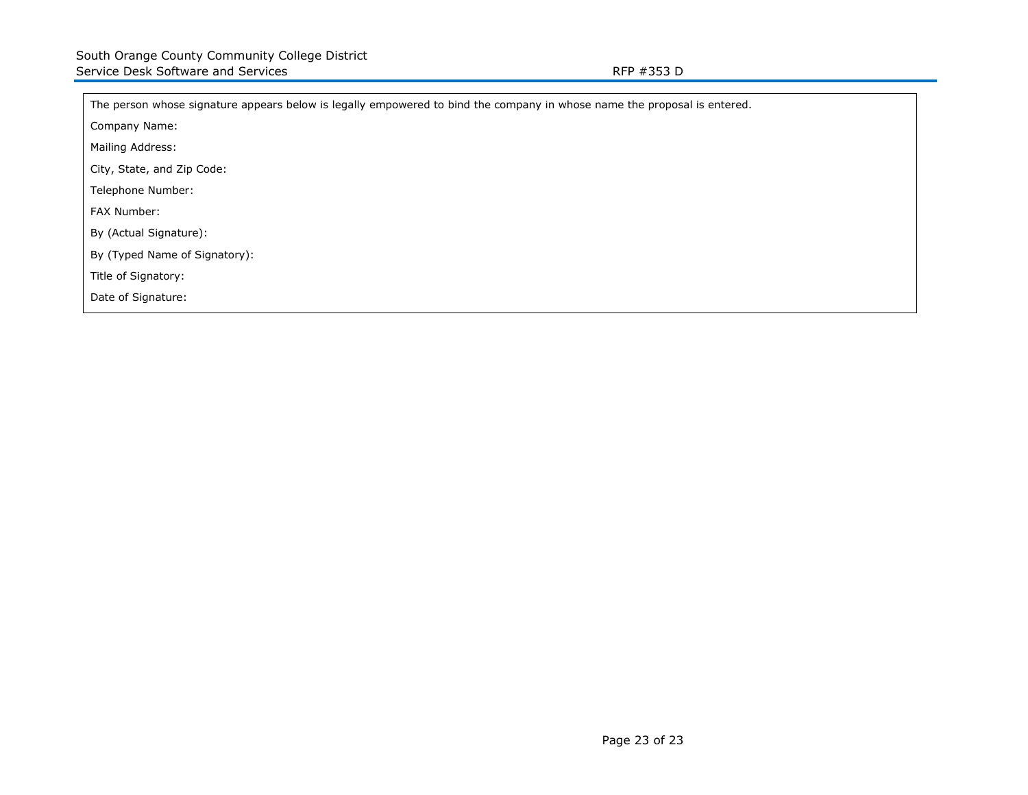The person whose signature appears below is legally empowered to bind the company in whose name the proposal is entered.

Company Name:

Mailing Address:

City, State, and Zip Code:

Telephone Number:

FAX Number:

By (Actual Signature):

By (Typed Name of Signatory):

Title of Signatory:

Date of Signature: